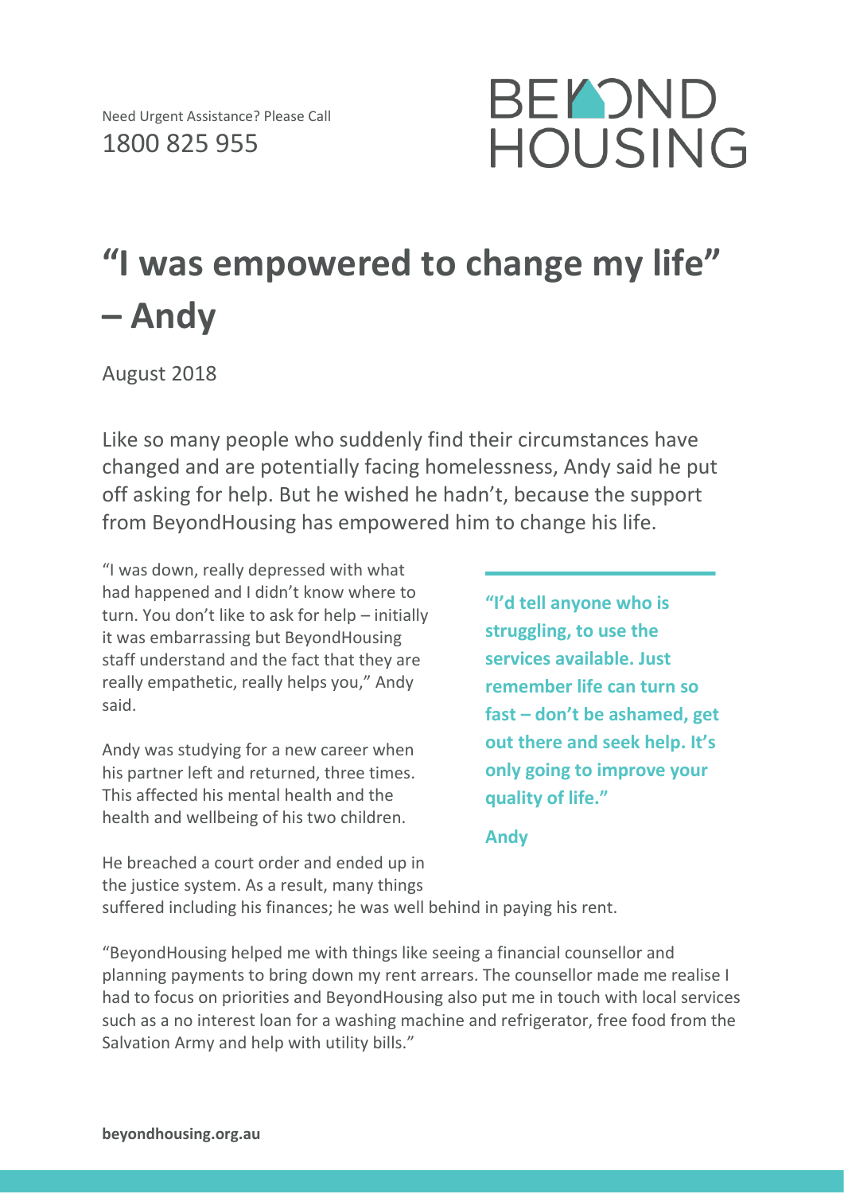Need Urgent Assistance? Please Call
1800 825 955

BEYOND HOUSING

# "I was empowered to change my life" – Andy

August 2018

Like so many people who suddenly find their circumstances have changed and are potentially facing homelessness, Andy said he put off asking for help. But he wished he hadn't, because the support from BeyondHousing has empowered him to change his life.

"I was down, really depressed with what had happened and I didn't know where to turn. You don't like to ask for help – initially it was embarrassing but BeyondHousing staff understand and the fact that they are really empathetic, really helps you," Andy said.

Andy was studying for a new career when his partner left and returned, three times. This affected his mental health and the health and wellbeing of his two children.

> **"I'd tell anyone who is struggling, to use the services available. Just remember life can turn so fast – don't be ashamed, get out there and seek help. It's only going to improve your quality of life."**
>
> **Andy**

He breached a court order and ended up in the justice system. As a result, many things suffered including his finances; he was well behind in paying his rent.

"BeyondHousing helped me with things like seeing a financial counsellor and planning payments to bring down my rent arrears. The counsellor made me realise I had to focus on priorities and BeyondHousing also put me in touch with local services such as a no interest loan for a washing machine and refrigerator, free food from the Salvation Army and help with utility bills."

**beyondhousing.org.au**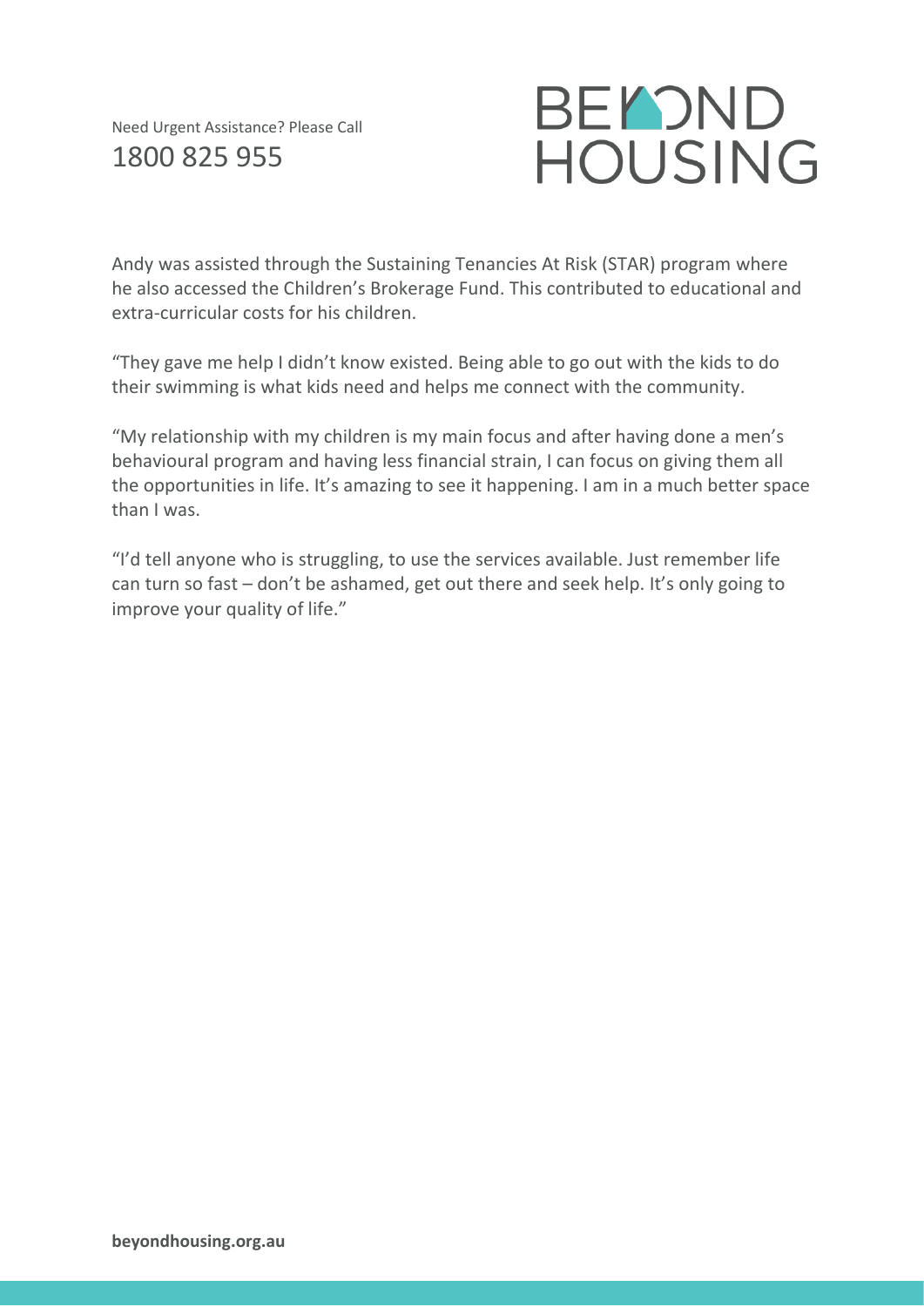Andy was assisted through the Sustaining Tenancies At Risk (STAR) program where he also accessed the Children's Brokerage Fund. This contributed to educational and extra-curricular costs for his children.

"They gave me help I didn't know existed. Being able to go out with the kids to do their swimming is what kids need and helps me connect with the community.

"My relationship with my children is my main focus and after having done a men's behavioural program and having less financial strain, I can focus on giving them all the opportunities in life. It's amazing to see it happening. I am in a much better space than I was.

"I'd tell anyone who is struggling, to use the services available. Just remember life can turn so fast – don't be ashamed, get out there and seek help. It's only going to improve your quality of life."